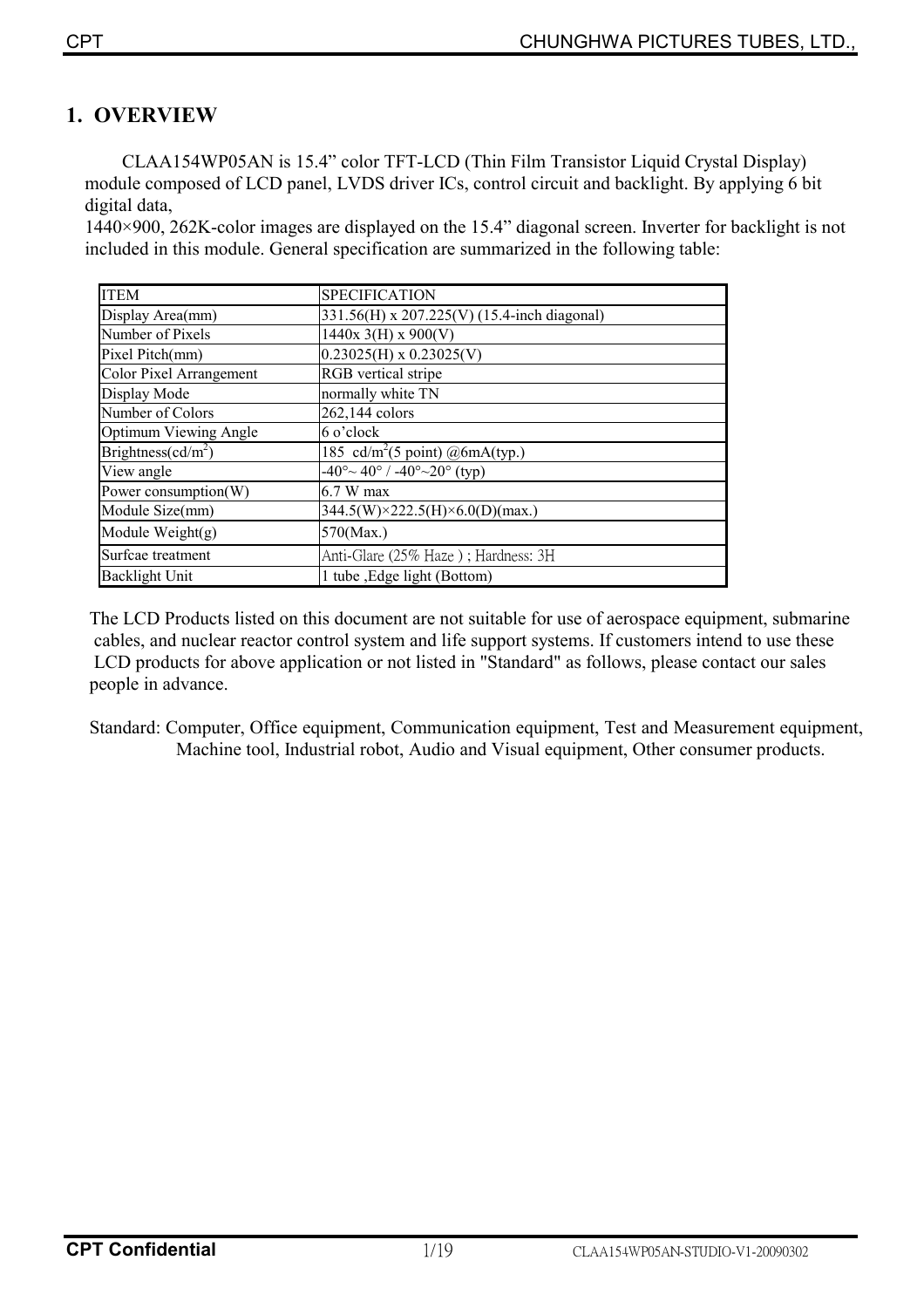# 1. OVERVIEW

CLAA154WP05AN is 15.4" color TFT-LCD (Thin Film Transistor Liquid Crystal Display) module composed of LCD panel, LVDS driver ICs, control circuit and backlight. By applying 6 bit digital data,
1440×900, 262K-color images are displayed on the 15.4" diagonal screen. Inverter for backlight is not included in this module. General specification are summarized in the following table:

| ITEM | SPECIFICATION |
|---|---|
| Display Area(mm) | 331.56(H) x 207.225(V) (15.4-inch diagonal) |
| Number of Pixels | 1440x 3(H) x 900(V) |
| Pixel Pitch(mm) | 0.23025(H) x 0.23025(V) |
| Color Pixel Arrangement | RGB vertical stripe |
| Display Mode | normally white TN |
| Number of Colors | 262,144 colors |
| Optimum Viewing Angle | 6 o'clock |
| Brightness($cd/m^2$) | 185 $cd/m^2$(5 point) @6mA(typ.) |
| View angle | -40°~ 40° / -40°~20° (typ) |
| Power consumption(W) | 6.7 W max |
| Module Size(mm) | 344.5(W)×222.5(H)×6.0(D)(max.) |
| Module Weight(g) | 570(Max.) |
| Surfcae treatment | Anti-Glare (25% Haze ) ; Hardness: 3H |
| Backlight Unit | 1 tube ,Edge light (Bottom) |

The LCD Products listed on this document are not suitable for use of aerospace equipment, submarine cables, and nuclear reactor control system and life support systems. If customers intend to use these LCD products for above application or not listed in "Standard" as follows, please contact our sales people in advance.

Standard: Computer, Office equipment, Communication equipment, Test and Measurement equipment, Machine tool, Industrial robot, Audio and Visual equipment, Other consumer products.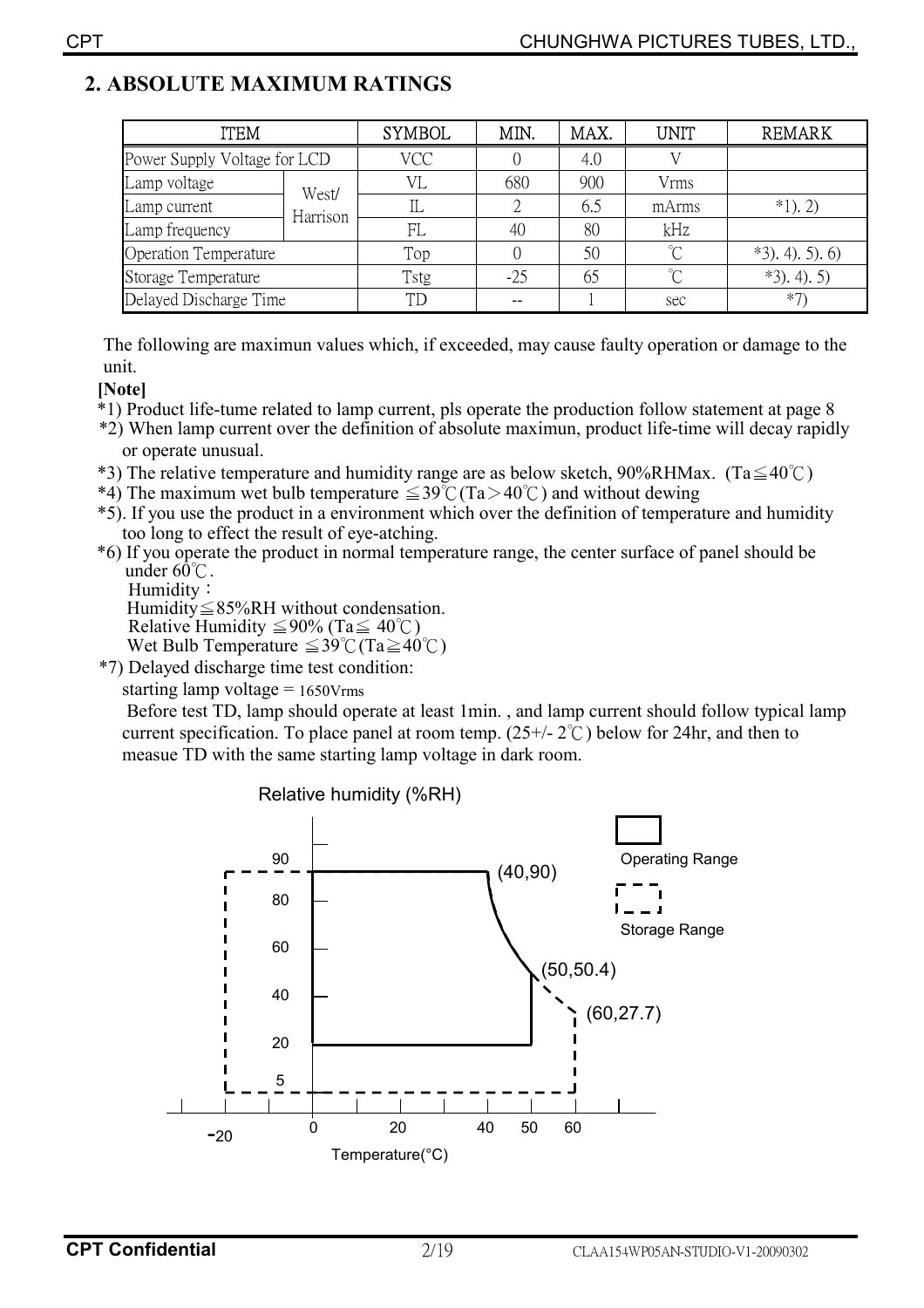## 2. ABSOLUTE MAXIMUM RATINGS

| ITEM | | SYMBOL | MIN. | MAX. | UNIT | REMARK |
|---|---|---|---|---|---|---|
| Power Supply Voltage for LCD | | VCC | 0 | 4.0 | V | |
| Lamp voltage | West/ Harrison | VL | 680 | 900 | Vrms | *1). 2) |
| Lamp current | | IL | 2 | 6.5 | mArms | |
| Lamp frequency | | FL | 40 | 80 | kHz | |
| Operation Temperature | | Top | 0 | 50 | ℃ | *3). 4). 5). 6) |
| Storage Temperature | | Tstg | -25 | 65 | ℃ | *3). 4). 5) |
| Delayed Discharge Time | | TD | -- | 1 | sec | *7) |

The following are maximun values which, if exceeded, may cause faulty operation or damage to the unit.

**[Note]**

*1) Product life-tume related to lamp current, pls operate the production follow statement at page 8

*2) When lamp current over the definition of absolute maximun, product life-time will decay rapidly or operate unusual.

*3) The relative temperature and humidity range are as below sketch, 90%RHMax. (Ta≦40℃)

*4) The maximum wet bulb temperature ≦39℃(Ta＞40℃) and without dewing

*5). If you use the product in a environment which over the definition of temperature and humidity too long to effect the result of eye-atching.

*6) If you operate the product in normal temperature range, the center surface of panel should be under 60℃.

Humidity：

Humidity≦85%RH without condensation.

Relative Humidity ≦90% (Ta≦ 40℃)

Wet Bulb Temperature ≦39℃(Ta≧40℃)

*7) Delayed discharge time test condition:

starting lamp voltage = 1650Vrms

Before test TD, lamp should operate at least 1min. , and lamp current should follow typical lamp current specification. To place panel at room temp. (25+/- 2℃) below for 24hr, and then to measue TD with the same starting lamp voltage in dark room.

Relative humidity (%RH)

Operating Range

Storage Range

(40,90)

(50,50.4)

(60,27.7)

Temperature(°C)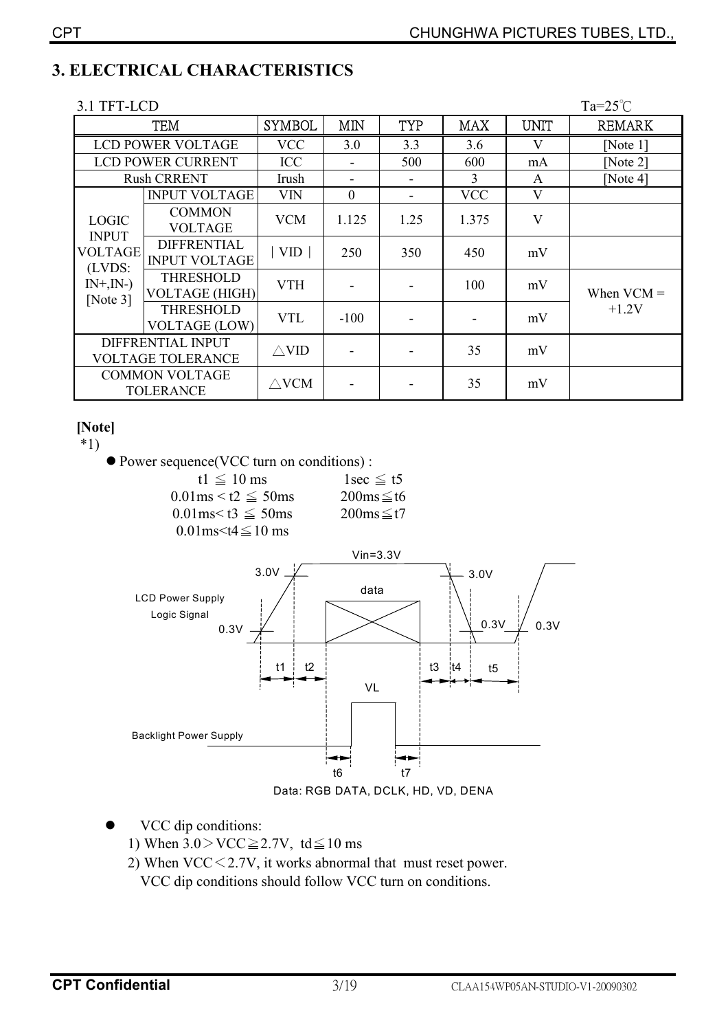# 3. ELECTRICAL CHARACTERISTICS

3.1 TFT-LCD                                                                                   Ta=25℃

| TEM | | SYMBOL | MIN | TYP | MAX | UNIT | REMARK |
|---|---|---|---|---|---|---|---|
| LCD POWER VOLTAGE | | VCC | 3.0 | 3.3 | 3.6 | V | [Note 1] |
| LCD POWER CURRENT | | ICC | - | 500 | 600 | mA | [Note 2] |
| Rush CRRENT | | Irush | - | - | 3 | A | [Note 4] |
| LOGIC INPUT VOLTAGE (LVDS: IN+,IN-) [Note 3] | INPUT VOLTAGE | VIN | 0 | - | VCC | V | |
| | COMMON VOLTAGE | VCM | 1.125 | 1.25 | 1.375 | V | |
| | DIFFRENTIAL INPUT VOLTAGE | ∣VID∣ | 250 | 350 | 450 | mV | |
| | THRESHOLD VOLTAGE (HIGH) | VTH | - | - | 100 | mV | When VCM = +1.2V |
| | THRESHOLD VOLTAGE (LOW) | VTL | -100 | - | - | mV | |
| DIFFRENTIAL INPUT VOLTAGE TOLERANCE | | △VID | - | - | 35 | mV | |
| COMMON VOLTAGE TOLERANCE | | △VCM | - | - | 35 | mV | |

**[Note]**

*1)

- Power sequence(VCC turn on conditions) :

  t1 ≦ 10 ms            1sec ≦ t5
  0.01ms < t2 ≦ 50ms    200ms≦t6
  0.01ms< t3 ≦ 50ms     200ms≦t7
  0.01ms<t4≦10 ms

Data: RGB DATA, DCLK, HD, VD, DENA

- VCC dip conditions:
  1) When 3.0＞VCC≧2.7V, td≦10 ms
  2) When VCC＜2.7V, it works abnormal that must reset power.
     VCC dip conditions should follow VCC turn on conditions.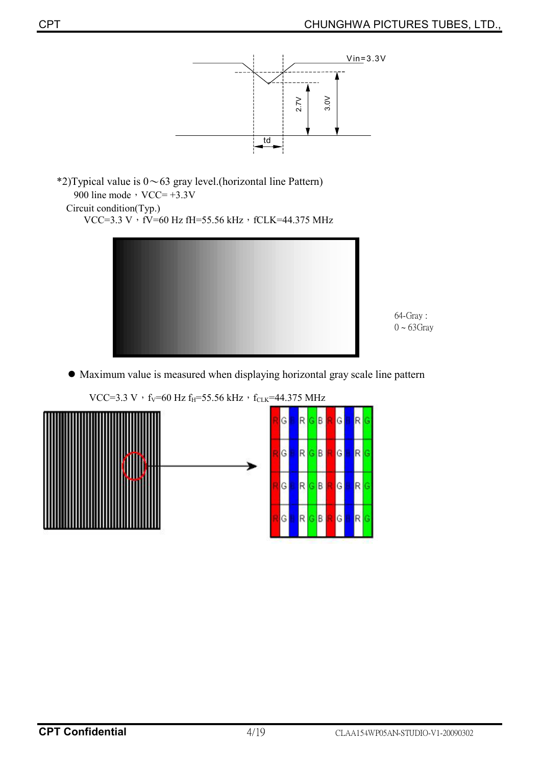Vin=3.3V

2.7V

3.0V

td

*2)Typical value is 0～63 gray level.(horizontal line Pattern)

900 line mode，VCC= +3.3V

Circuit condition(Typ.)

VCC=3.3 V，fV=60 Hz fH=55.56 kHz，fCLK=44.375 MHz

64-Gray :
0 ~ 63Gray

- Maximum value is measured when displaying horizontal gray scale line pattern

VCC=3.3 V，$f_V$=60 Hz $f_H$=55.56 kHz，$f_{CLK}$=44.375 MHz

R G B R G B R G B R G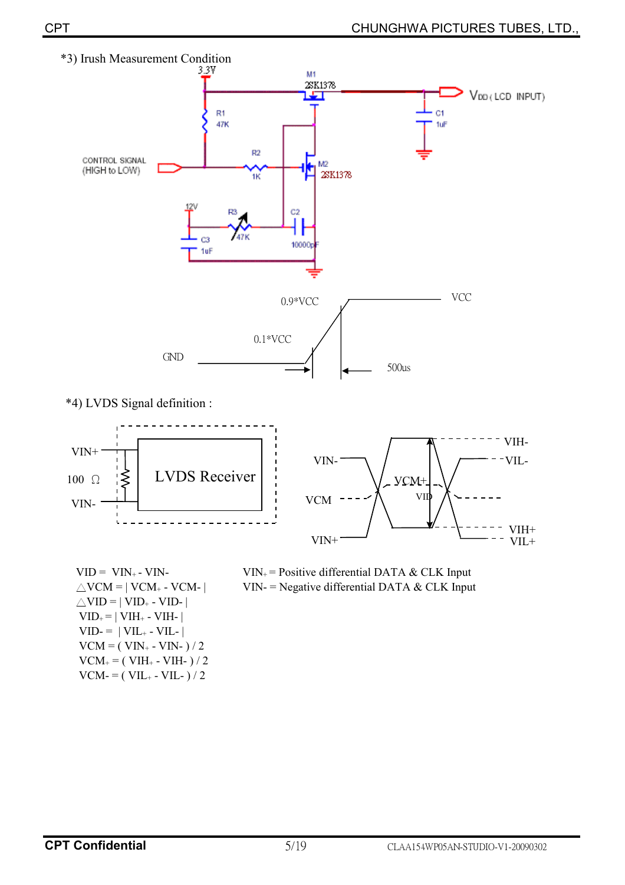*3) Irush Measurement Condition

3.3V

M1
2SK1378

VDD ( LCD INPUT)

R1
47K

C1
1uF

CONTROL SIGNAL
(HIGH to LOW)

R2
1K

M2
2SK1378

12V

R3
47K

C2
10000pF

C3
1uF

0.9*VCC

VCC

0.1*VCC

GND

500us

*4) LVDS Signal definition :

VIN+

100 Ω

VIN-

LVDS Receiver

VIN-

VCM

VIN+

VCM+

VID

VIH-

VIL-

VIH+

VIL+

$VID = VIN_+ - VIN-$

$\triangle VCM = | VCM_+ - VCM- |$

$\triangle VID = | VID_+ - VID- |$

$VID_+ = | VIH_+ - VIH- |$

$VID- = | VIL_+ - VIL- |$

$VCM = ( VIN_+ - VIN- ) / 2$

$VCM_+ = ( VIH_+ - VIH- ) / 2$

$VCM- = ( VIL_+ - VIL- ) / 2$

$VIN_+$ = Positive differential DATA & CLK Input

VIN- = Negative differential DATA & CLK Input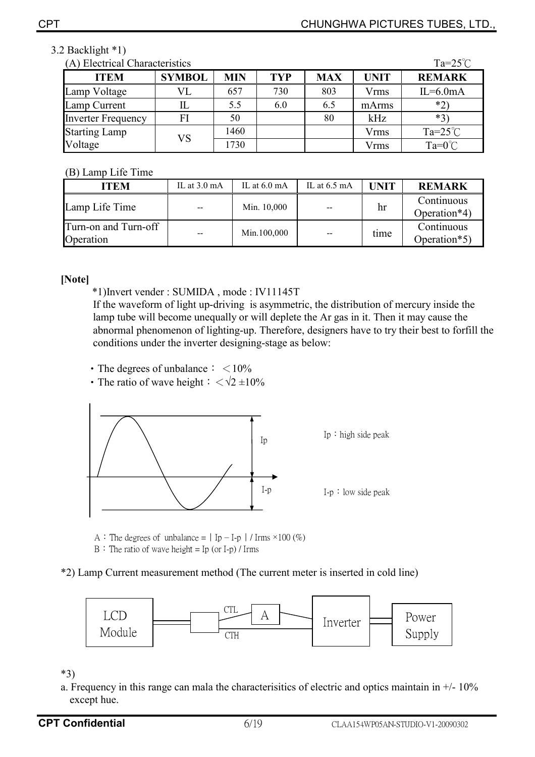3.2 Backlight *1)

(A) Electrical Characteristics Ta=25℃

| ITEM | SYMBOL | MIN | TYP | MAX | UNIT | REMARK |
|---|---|---|---|---|---|---|
| Lamp Voltage | VL | 657 | 730 | 803 | Vrms | IL=6.0mA |
| Lamp Current | IL | 5.5 | 6.0 | 6.5 | mArms | *2) |
| Inverter Frequency | FI | 50 | | 80 | kHz | *3) |
| Starting Lamp Voltage | VS | 1460 | | | Vrms | Ta=25℃ |
| | | 1730 | | | Vrms | Ta=0℃ |

(B) Lamp Life Time

| ITEM | IL at 3.0 mA | IL at 6.0 mA | IL at 6.5 mA | UNIT | REMARK |
|---|---|---|---|---|---|
| Lamp Life Time | -- | Min. 10,000 | -- | hr | Continuous Operation*4) |
| Turn-on and Turn-off Operation | -- | Min.100,000 | -- | time | Continuous Operation*5) |

**[Note]**

*1)Invert vender : SUMIDA , mode : IV11145T

If the waveform of light up-driving is asymmetric, the distribution of mercury inside the lamp tube will become unequally or will deplete the Ar gas in it. Then it may cause the abnormal phenomenon of lighting-up. Therefore, designers have to try their best to forfill the conditions under the inverter designing-stage as below:

- The degrees of unbalance： $< 10\%$
- The ratio of wave height： $< \sqrt{2} \pm 10\%$

Ip：high side peak

I-p：low side peak

A：The degrees of unbalance = | Ip – I-p | / Irms ×100 (%)

B：The ratio of wave height = Ip (or I-p) / Irms

*2) Lamp Current measurement method (The current meter is inserted in cold line)

LCD Module — CTL — A — Inverter — Power Supply; CTH

*3)

a. Frequency in this range can mala the characterisitics of electric and optics maintain in +/- 10% except hue.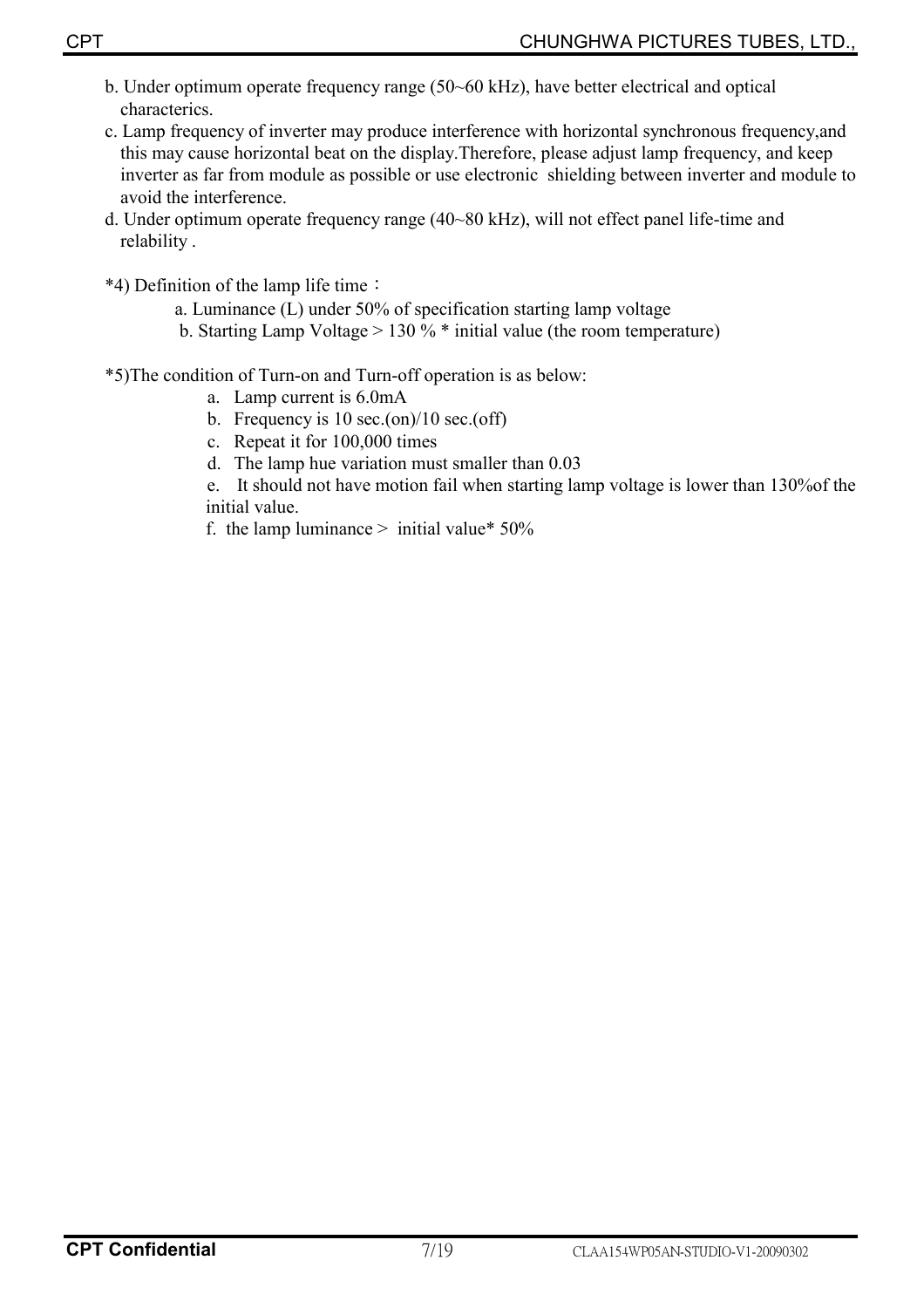b. Under optimum operate frequency range (50~60 kHz), have better electrical and optical characterics.

c. Lamp frequency of inverter may produce interference with horizontal synchronous frequency,and this may cause horizontal beat on the display.Therefore, please adjust lamp frequency, and keep inverter as far from module as possible or use electronic shielding between inverter and module to avoid the interference.

d. Under optimum operate frequency range (40~80 kHz), will not effect panel life-time and relability .

*4) Definition of the lamp life time：

a. Luminance (L) under 50% of specification starting lamp voltage

b. Starting Lamp Voltage > 130 % * initial value (the room temperature)

*5)The condition of Turn-on and Turn-off operation is as below:

a. Lamp current is 6.0mA

b. Frequency is 10 sec.(on)/10 sec.(off)

c. Repeat it for 100,000 times

d. The lamp hue variation must smaller than 0.03

e. It should not have motion fail when starting lamp voltage is lower than 130%of the initial value.

f. the lamp luminance > initial value* 50%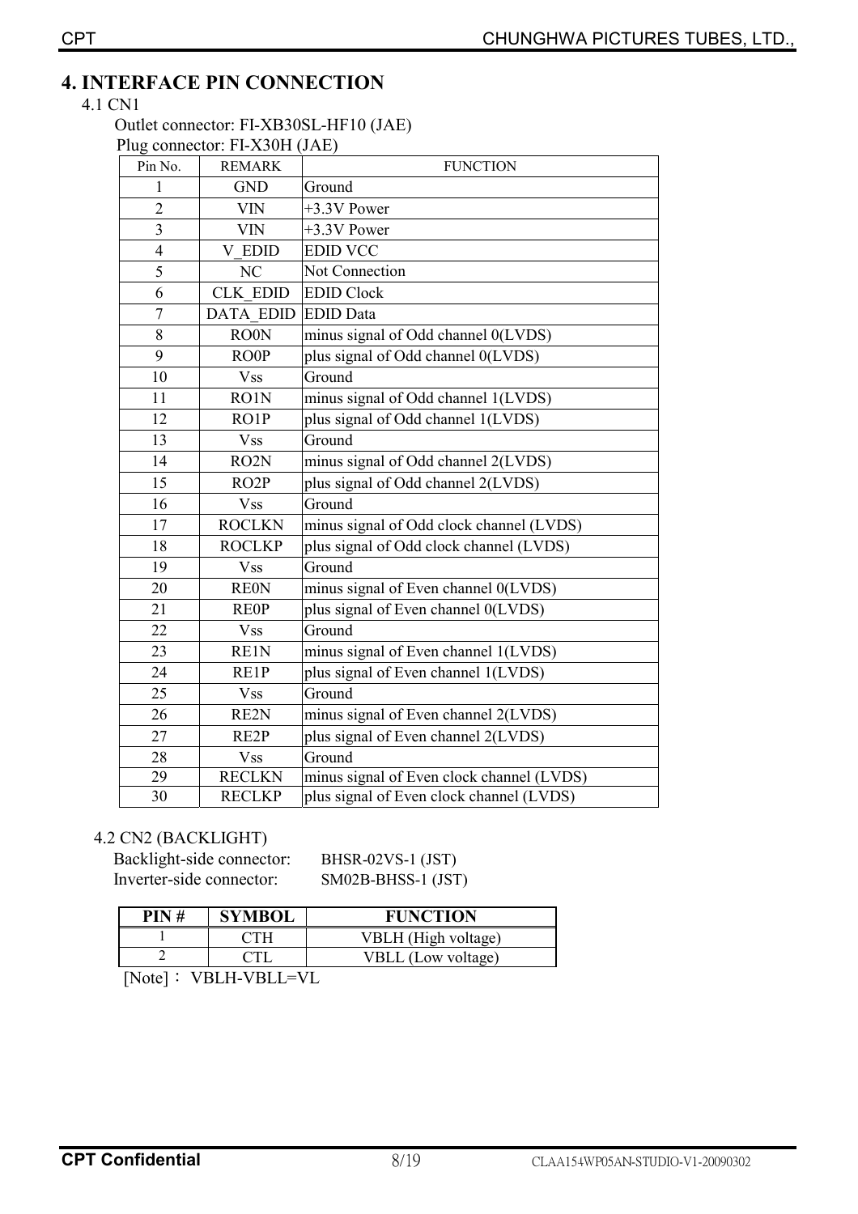# 4. INTERFACE PIN CONNECTION

## 4.1 CN1

Outlet connector: FI-XB30SL-HF10 (JAE)

Plug connector: FI-X30H (JAE)

| Pin No. | REMARK | FUNCTION |
|---|---|---|
| 1 | GND | Ground |
| 2 | VIN | +3.3V Power |
| 3 | VIN | +3.3V Power |
| 4 | V_EDID | EDID VCC |
| 5 | NC | Not Connection |
| 6 | CLK_EDID | EDID Clock |
| 7 | DATA_EDID | EDID Data |
| 8 | RO0N | minus signal of Odd channel 0(LVDS) |
| 9 | RO0P | plus signal of Odd channel 0(LVDS) |
| 10 | Vss | Ground |
| 11 | RO1N | minus signal of Odd channel 1(LVDS) |
| 12 | RO1P | plus signal of Odd channel 1(LVDS) |
| 13 | Vss | Ground |
| 14 | RO2N | minus signal of Odd channel 2(LVDS) |
| 15 | RO2P | plus signal of Odd channel 2(LVDS) |
| 16 | Vss | Ground |
| 17 | ROCLKN | minus signal of Odd clock channel (LVDS) |
| 18 | ROCLKP | plus signal of Odd clock channel (LVDS) |
| 19 | Vss | Ground |
| 20 | RE0N | minus signal of Even channel 0(LVDS) |
| 21 | RE0P | plus signal of Even channel 0(LVDS) |
| 22 | Vss | Ground |
| 23 | RE1N | minus signal of Even channel 1(LVDS) |
| 24 | RE1P | plus signal of Even channel 1(LVDS) |
| 25 | Vss | Ground |
| 26 | RE2N | minus signal of Even channel 2(LVDS) |
| 27 | RE2P | plus signal of Even channel 2(LVDS) |
| 28 | Vss | Ground |
| 29 | RECLKN | minus signal of Even clock channel (LVDS) |
| 30 | RECLKP | plus signal of Even clock channel (LVDS) |

## 4.2 CN2 (BACKLIGHT)

Backlight-side connector: BHSR-02VS-1 (JST)

Inverter-side connector: SM02B-BHSS-1 (JST)

| PIN # | SYMBOL | FUNCTION |
|---|---|---|
| 1 | CTH | VBLH (High voltage) |
| 2 | CTL | VBLL (Low voltage) |

[Note]： VBLH-VBLL=VL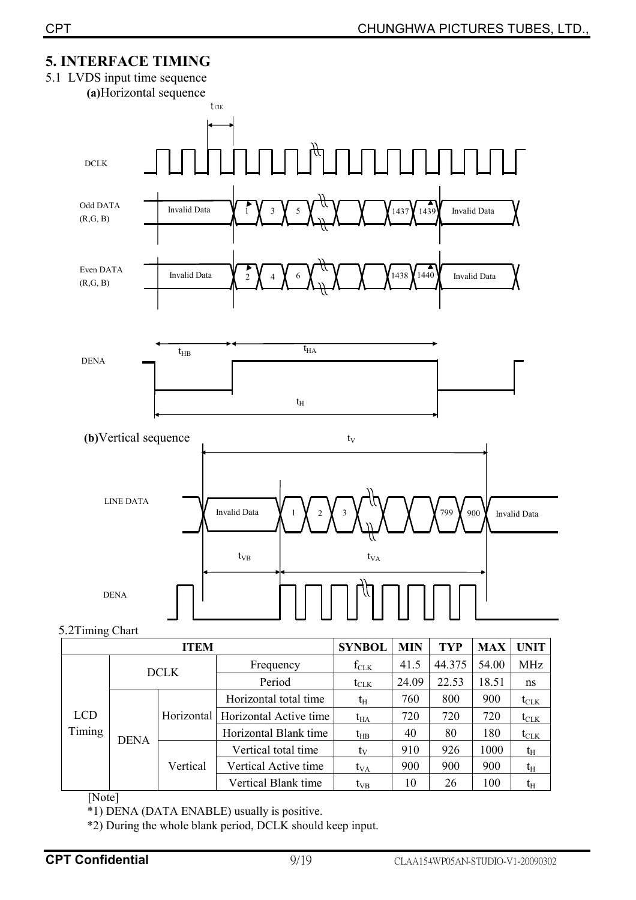# 5. INTERFACE TIMING

5.1 LVDS input time sequence

**(a)**Horizontal sequence

$t_{CLK}$

DCLK

Odd DATA (R,G, B): Invalid Data | 1 | 3 | 5 | ... | 1437 | 1439 | Invalid Data

Even DATA (R,G, B): Invalid Data | 2 | 4 | 6 | ... | 1438 | 1440 | Invalid Data

DENA: $t_{HB}$, $t_{HA}$, $t_H$

**(b)**Vertical sequence

$t_V$

LINE DATA: Invalid Data | 1 | 2 | 3 | ... | 799 | 900 | Invalid Data

$t_{VB}$, $t_{VA}$

DENA

5.2Timing Chart

| ITEM | | | SYNBOL | MIN | TYP | MAX | UNIT |
|---|---|---|---|---|---|---|---|
| LCD Timing | DCLK | Frequency | $f_{CLK}$ | 41.5 | 44.375 | 54.00 | MHz |
| | | Period | $t_{CLK}$ | 24.09 | 22.53 | 18.51 | ns |
| | DENA | Horizontal: Horizontal total time | $t_H$ | 760 | 800 | 900 | $t_{CLK}$ |
| | | Horizontal: Horizontal Active time | $t_{HA}$ | 720 | 720 | 720 | $t_{CLK}$ |
| | | Horizontal: Horizontal Blank time | $t_{HB}$ | 40 | 80 | 180 | $t_{CLK}$ |
| | | Vertical: Vertical total time | $t_V$ | 910 | 926 | 1000 | $t_H$ |
| | | Vertical: Vertical Active time | $t_{VA}$ | 900 | 900 | 900 | $t_H$ |
| | | Vertical: Vertical Blank time | $t_{VB}$ | 10 | 26 | 100 | $t_H$ |

[Note]

*1) DENA (DATA ENABLE) usually is positive.

*2) During the whole blank period, DCLK should keep input.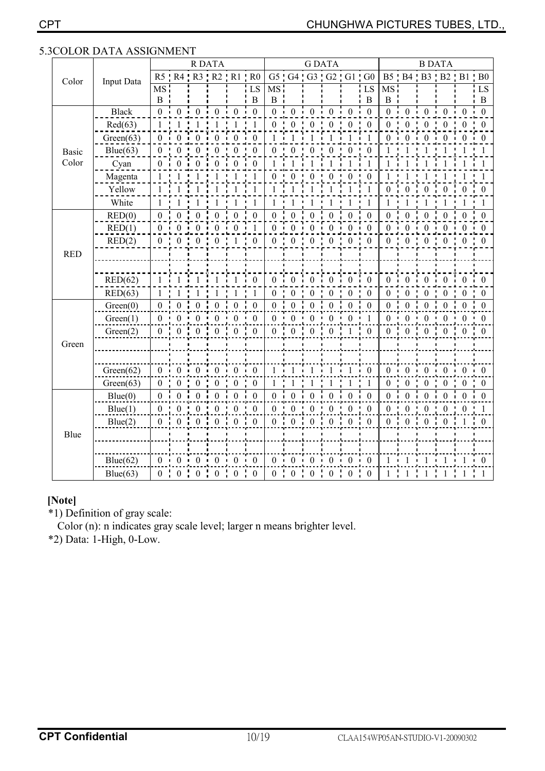## 5.3COLOR DATA ASSIGNMENT

| Color | Input Data | R DATA | | | | | | G DATA | | | | | | B DATA | | | | | |
|---|---|---|---|---|---|---|---|---|---|---|---|---|---|---|---|---|---|---|---|
| | | R5 | R4 | R3 | R2 | R1 | R0 | G5 | G4 | G3 | G2 | G1 | G0 | B5 | B4 | B3 | B2 | B1 | B0 |
| | | MSB | | | | | LSB | MSB | | | | | LSB | MSB | | | | | LSB |
| Basic Color | Black | 0 | 0 | 0 | 0 | 0 | 0 | 0 | 0 | 0 | 0 | 0 | 0 | 0 | 0 | 0 | 0 | 0 | 0 |
| | Red(63) | 1 | 1 | 1 | 1 | 1 | 1 | 0 | 0 | 0 | 0 | 0 | 0 | 0 | 0 | 0 | 0 | 0 | 0 |
| | Green(63) | 0 | 0 | 0 | 0 | 0 | 0 | 1 | 1 | 1 | 1 | 1 | 1 | 0 | 0 | 0 | 0 | 0 | 0 |
| | Blue(63) | 0 | 0 | 0 | 0 | 0 | 0 | 0 | 0 | 0 | 0 | 0 | 0 | 1 | 1 | 1 | 1 | 1 | 1 |
| | Cyan | 0 | 0 | 0 | 0 | 0 | 0 | 1 | 1 | 1 | 1 | 1 | 1 | 1 | 1 | 1 | 1 | 1 | 1 |
| | Magenta | 1 | 1 | 1 | 1 | 1 | 1 | 0 | 0 | 0 | 0 | 0 | 0 | 1 | 1 | 1 | 1 | 1 | 1 |
| | Yellow | 1 | 1 | 1 | 1 | 1 | 1 | 1 | 1 | 1 | 1 | 1 | 1 | 0 | 0 | 0 | 0 | 0 | 0 |
| | White | 1 | 1 | 1 | 1 | 1 | 1 | 1 | 1 | 1 | 1 | 1 | 1 | 1 | 1 | 1 | 1 | 1 | 1 |
| RED | RED(0) | 0 | 0 | 0 | 0 | 0 | 0 | 0 | 0 | 0 | 0 | 0 | 0 | 0 | 0 | 0 | 0 | 0 | 0 |
| | RED(1) | 0 | 0 | 0 | 0 | 0 | 1 | 0 | 0 | 0 | 0 | 0 | 0 | 0 | 0 | 0 | 0 | 0 | 0 |
| | RED(2) | 0 | 0 | 0 | 0 | 1 | 0 | 0 | 0 | 0 | 0 | 0 | 0 | 0 | 0 | 0 | 0 | 0 | 0 |
| | | | | | | | | | | | | | | | | | | | |
| | | | | | | | | | | | | | | | | | | | |
| | RED(62) | 1 | 1 | 1 | 1 | 1 | 0 | 0 | 0 | 0 | 0 | 0 | 0 | 0 | 0 | 0 | 0 | 0 | 0 |
| | RED(63) | 1 | 1 | 1 | 1 | 1 | 1 | 0 | 0 | 0 | 0 | 0 | 0 | 0 | 0 | 0 | 0 | 0 | 0 |
| Green | Green(0) | 0 | 0 | 0 | 0 | 0 | 0 | 0 | 0 | 0 | 0 | 0 | 0 | 0 | 0 | 0 | 0 | 0 | 0 |
| | Green(1) | 0 | 0 | 0 | 0 | 0 | 0 | 0 | 0 | 0 | 0 | 0 | 1 | 0 | 0 | 0 | 0 | 0 | 0 |
| | Green(2) | 0 | 0 | 0 | 0 | 0 | 0 | 0 | 0 | 0 | 0 | 1 | 0 | 0 | 0 | 0 | 0 | 0 | 0 |
| | | | | | | | | | | | | | | | | | | | |
| | | | | | | | | | | | | | | | | | | | |
| | Green(62) | 0 | 0 | 0 | 0 | 0 | 0 | 1 | 1 | 1 | 1 | 1 | 0 | 0 | 0 | 0 | 0 | 0 | 0 |
| | Green(63) | 0 | 0 | 0 | 0 | 0 | 0 | 1 | 1 | 1 | 1 | 1 | 1 | 0 | 0 | 0 | 0 | 0 | 0 |
| Blue | Blue(0) | 0 | 0 | 0 | 0 | 0 | 0 | 0 | 0 | 0 | 0 | 0 | 0 | 0 | 0 | 0 | 0 | 0 | 0 |
| | Blue(1) | 0 | 0 | 0 | 0 | 0 | 0 | 0 | 0 | 0 | 0 | 0 | 0 | 0 | 0 | 0 | 0 | 0 | 1 |
| | Blue(2) | 0 | 0 | 0 | 0 | 0 | 0 | 0 | 0 | 0 | 0 | 0 | 0 | 0 | 0 | 0 | 0 | 1 | 0 |
| | | | | | | | | | | | | | | | | | | | |
| | | | | | | | | | | | | | | | | | | | |
| | Blue(62) | 0 | 0 | 0 | 0 | 0 | 0 | 0 | 0 | 0 | 0 | 0 | 0 | 1 | 1 | 1 | 1 | 1 | 0 |
| | Blue(63) | 0 | 0 | 0 | 0 | 0 | 0 | 0 | 0 | 0 | 0 | 0 | 0 | 1 | 1 | 1 | 1 | 1 | 1 |

**[Note]**

*1) Definition of gray scale:

Color (n): n indicates gray scale level; larger n means brighter level.

*2) Data: 1-High, 0-Low.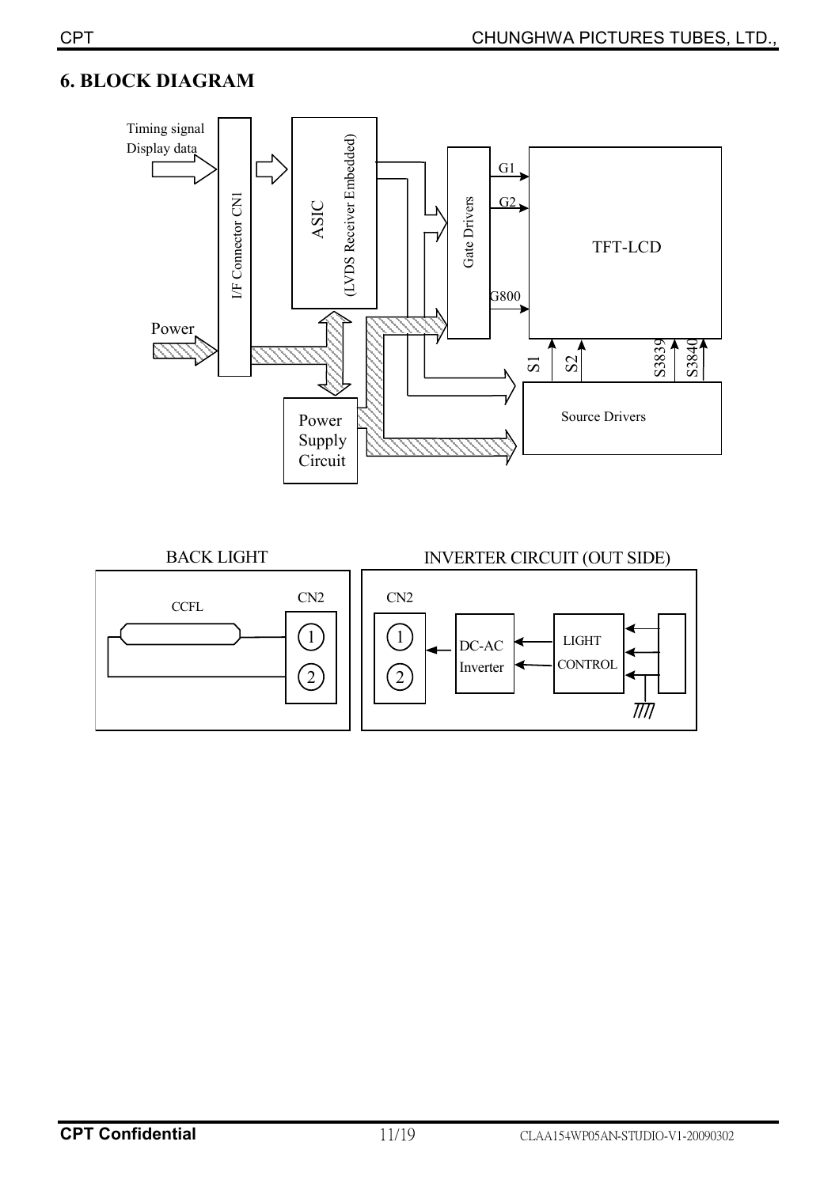# 6. BLOCK DIAGRAM

Timing signal
Display data

I/F Connector CN1

ASIC
(LVDS Receiver Embedded)

Gate Drivers

G1
G2
G800

TFT-LCD

Power

Power Supply Circuit

S1 S2 S3839 S3840

Source Drivers

BACK LIGHT

CCFL

CN2

1
2

INVERTER CIRCUIT (OUT SIDE)

CN2

1
2

DC-AC Inverter

LIGHT CONTROL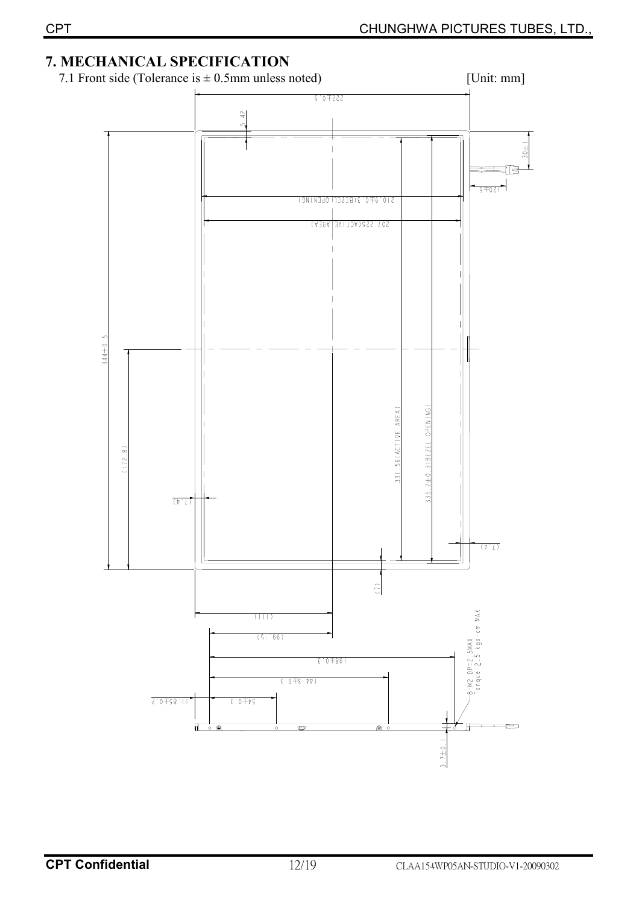# 7. MECHANICAL SPECIFICATION

7.1 Front side (Tolerance is ± 0.5mm unless noted) [Unit: mm]

222±0.5

5.42

30±1

120±5

210.9±0.3(BEZEL OPENING)

207.225(ACTIVE AREA)

344±0.5

(172.8)

331.56(ACTIVE AREA)

335.2±0.3(BEZEL OPENING)

(7.4)

(7.4)

(7)

(111)

(99.15)

198±0.3

144.3±0.3

8-M2 DP=2.5MAX
Torque 2.5 kgs-cm MAX

11.85±0.2

54±0.3

3.7±0.1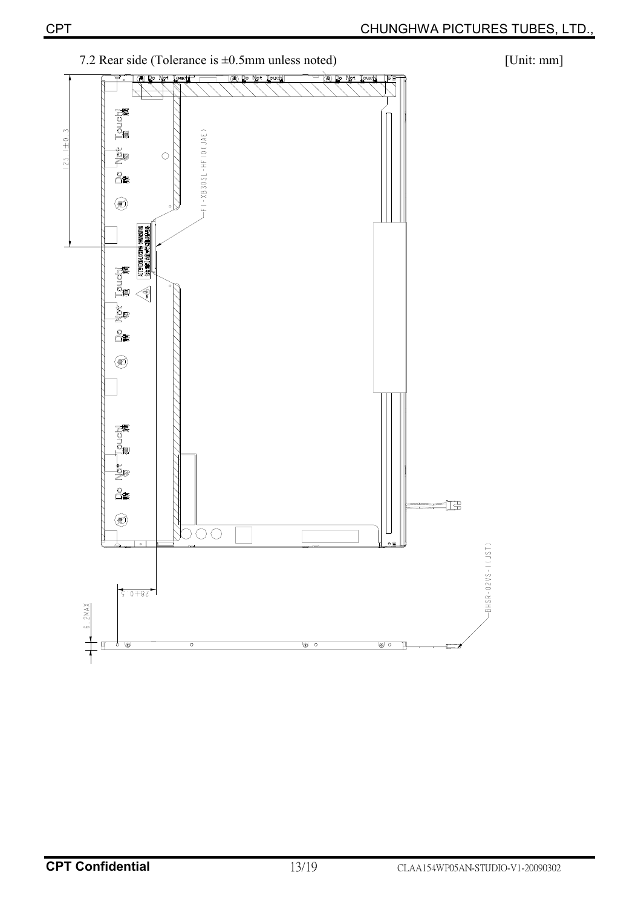7.2 Rear side (Tolerance is ±0.5mm unless noted) [Unit: mm]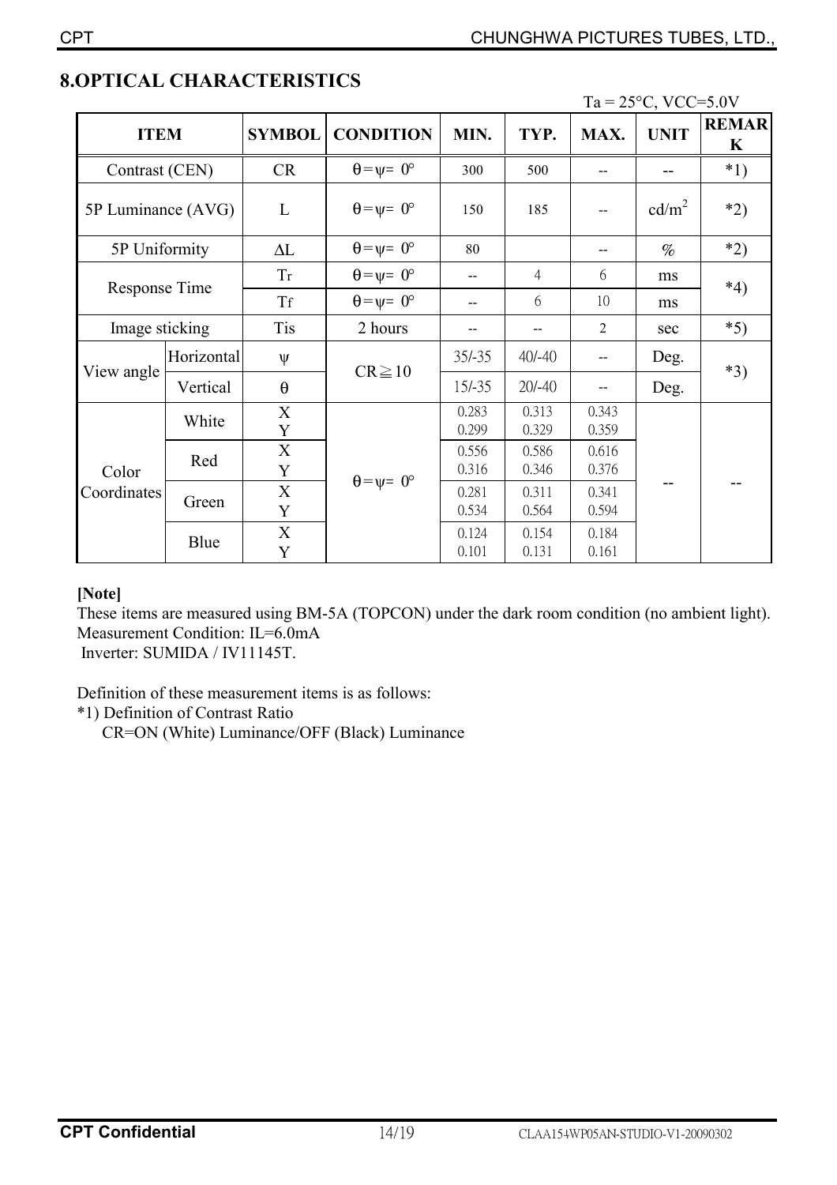## 8.OPTICAL CHARACTERISTICS

Ta = 25°C, VCC=5.0V

| ITEM | | SYMBOL | CONDITION | MIN. | TYP. | MAX. | UNIT | REMARK |
|---|---|---|---|---|---|---|---|---|
| Contrast (CEN) | | CR | $\theta=\psi=0°$ | 300 | 500 | -- | -- | *1) |
| 5P Luminance (AVG) | | L | $\theta=\psi=0°$ | 150 | 185 | -- | $cd/m^2$ | *2) |
| 5P Uniformity | | ΔL | $\theta=\psi=0°$ | 80 | | -- | % | *2) |
| Response Time | | Tr | $\theta=\psi=0°$ | -- | 4 | 6 | ms | *4) |
| | | Tf | $\theta=\psi=0°$ | -- | 6 | 10 | ms | |
| Image sticking | | Tis | 2 hours | -- | -- | 2 | sec | *5) |
| View angle | Horizontal | ψ | CR≧10 | 35/-35 | 40/-40 | -- | Deg. | *3) |
| | Vertical | θ | | 15/-35 | 20/-40 | -- | Deg. | |
| Color Coordinates | White | X<br>Y | $\theta=\psi=0°$ | 0.283<br>0.299 | 0.313<br>0.329 | 0.343<br>0.359 | -- | -- |
| | Red | X<br>Y | | 0.556<br>0.316 | 0.586<br>0.346 | 0.616<br>0.376 | | |
| | Green | X<br>Y | | 0.281<br>0.534 | 0.311<br>0.564 | 0.341<br>0.594 | | |
| | Blue | X<br>Y | | 0.124<br>0.101 | 0.154<br>0.131 | 0.184<br>0.161 | | |

**[Note]**

These items are measured using BM-5A (TOPCON) under the dark room condition (no ambient light).
Measurement Condition: IL=6.0mA
Inverter: SUMIDA / IV11145T.

Definition of these measurement items is as follows:

*1) Definition of Contrast Ratio
CR=ON (White) Luminance/OFF (Black) Luminance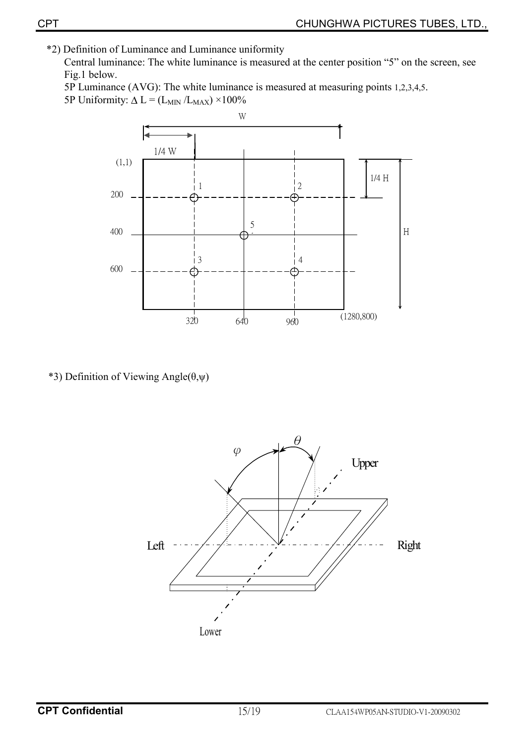*2) Definition of Luminance and Luminance uniformity

Central luminance: The white luminance is measured at the center position “5” on the screen, see Fig.1 below.

5P Luminance (AVG): The white luminance is measured at measuring points 1,2,3,4,5.

5P Uniformity: $\Delta L = (L_{MIN} / L_{MAX}) \times 100\%$

*3) Definition of Viewing Angle(θ,ψ)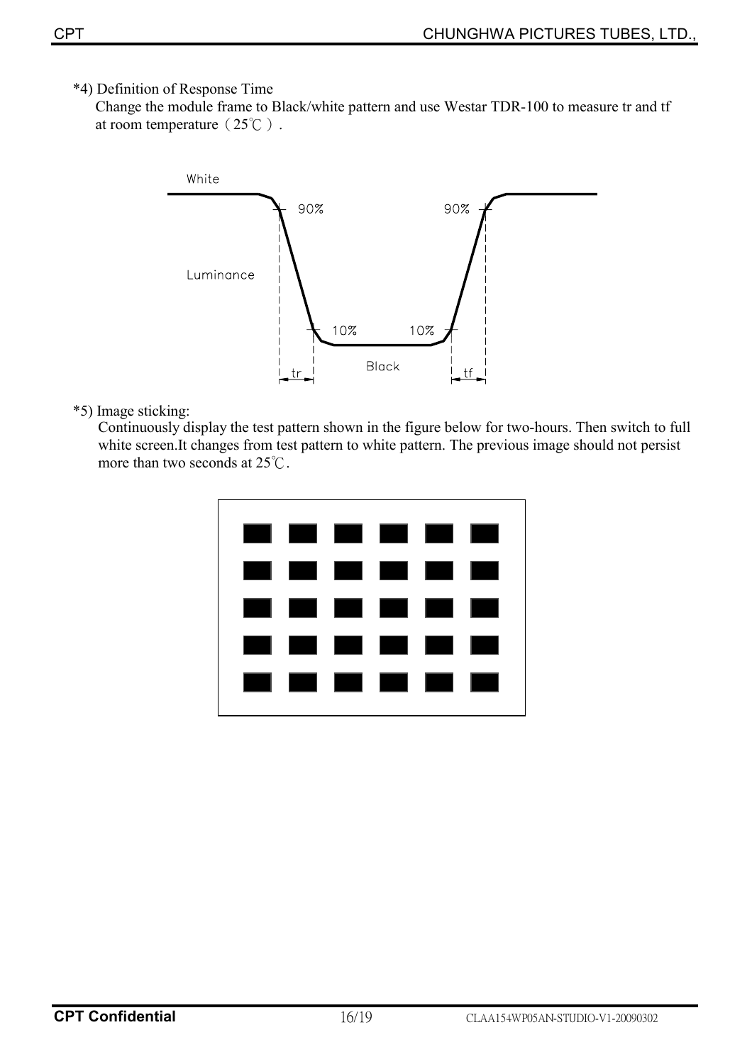*4) Definition of Response Time

Change the module frame to Black/white pattern and use Westar TDR-100 to measure tr and tf at room temperature（25℃）.

*5) Image sticking:

Continuously display the test pattern shown in the figure below for two-hours. Then switch to full white screen.It changes from test pattern to white pattern. The previous image should not persist more than two seconds at 25℃.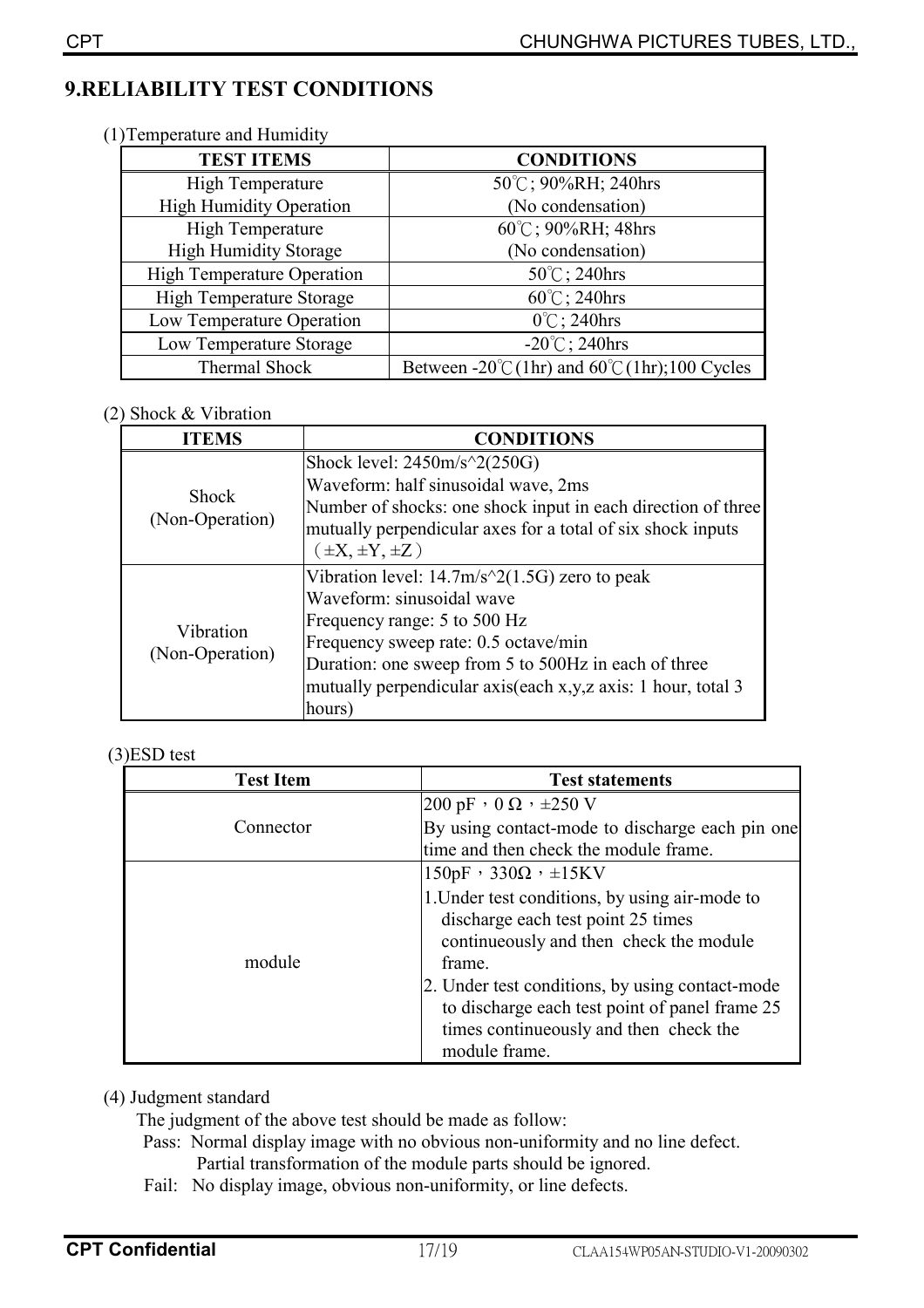## 9.RELIABILITY TEST CONDITIONS

(1)Temperature and Humidity

| TEST ITEMS | CONDITIONS |
|---|---|
| High Temperature High Humidity Operation | 50℃; 90%RH; 240hrs (No condensation) |
| High Temperature High Humidity Storage | 60℃; 90%RH; 48hrs (No condensation) |
| High Temperature Operation | 50℃; 240hrs |
| High Temperature Storage | 60℃; 240hrs |
| Low Temperature Operation | 0℃; 240hrs |
| Low Temperature Storage | -20℃; 240hrs |
| Thermal Shock | Between -20℃(1hr) and 60℃(1hr);100 Cycles |

(2) Shock & Vibration

| ITEMS | CONDITIONS |
|---|---|
| Shock (Non-Operation) | Shock level: 2450m/s^2(250G)<br>Waveform: half sinusoidal wave, 2ms<br>Number of shocks: one shock input in each direction of three mutually perpendicular axes for a total of six shock inputs (±X, ±Y, ±Z) |
| Vibration (Non-Operation) | Vibration level: 14.7m/s^2(1.5G) zero to peak<br>Waveform: sinusoidal wave<br>Frequency range: 5 to 500 Hz<br>Frequency sweep rate: 0.5 octave/min<br>Duration: one sweep from 5 to 500Hz in each of three mutually perpendicular axis(each x,y,z axis: 1 hour, total 3 hours) |

(3)ESD test

| Test Item | Test statements |
|---|---|
| Connector | 200 pF，0 Ω，±250 V<br>By using contact-mode to discharge each pin one time and then check the module frame. |
| module | 150pF，330Ω，±15KV<br>1.Under test conditions, by using air-mode to discharge each test point 25 times continueously and then check the module frame.<br>2. Under test conditions, by using contact-mode to discharge each test point of panel frame 25 times continueously and then check the module frame. |

(4) Judgment standard

The judgment of the above test should be made as follow:

Pass: Normal display image with no obvious non-uniformity and no line defect.
Partial transformation of the module parts should be ignored.

Fail: No display image, obvious non-uniformity, or line defects.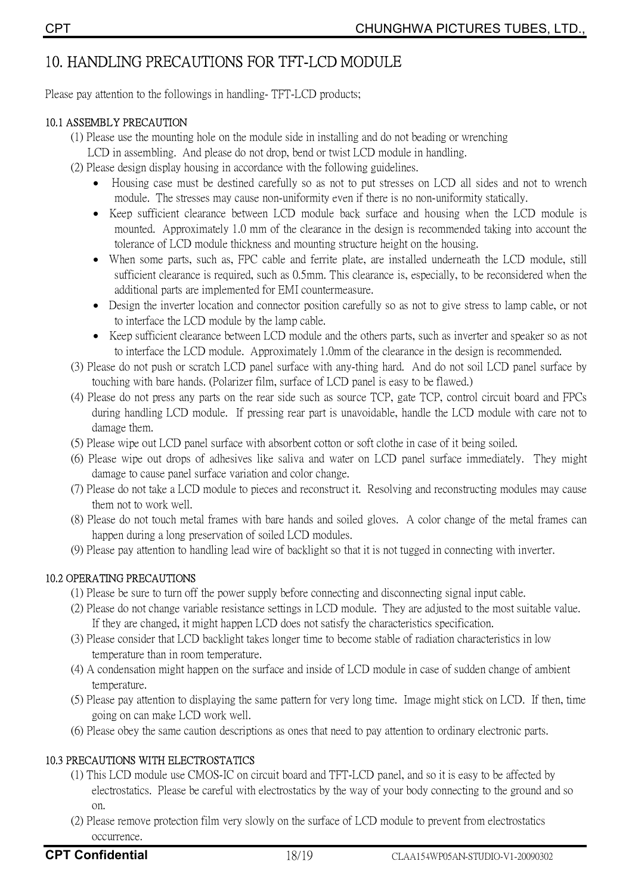# 10. HANDLING PRECAUTIONS FOR TFT-LCD MODULE

Please pay attention to the followings in handling- TFT-LCD products;

## 10.1 ASSEMBLY PRECAUTION

(1) Please use the mounting hole on the module side in installing and do not beading or wrenching LCD in assembling. And please do not drop, bend or twist LCD module in handling.

(2) Please design display housing in accordance with the following guidelines.

- Housing case must be destined carefully so as not to put stresses on LCD all sides and not to wrench module. The stresses may cause non-uniformity even if there is no non-uniformity statically.
- Keep sufficient clearance between LCD module back surface and housing when the LCD module is mounted. Approximately 1.0 mm of the clearance in the design is recommended taking into account the tolerance of LCD module thickness and mounting structure height on the housing.
- When some parts, such as, FPC cable and ferrite plate, are installed underneath the LCD module, still sufficient clearance is required, such as 0.5mm. This clearance is, especially, to be reconsidered when the additional parts are implemented for EMI countermeasure.
- Design the inverter location and connector position carefully so as not to give stress to lamp cable, or not to interface the LCD module by the lamp cable.
- Keep sufficient clearance between LCD module and the others parts, such as inverter and speaker so as not to interface the LCD module. Approximately 1.0mm of the clearance in the design is recommended.

(3) Please do not push or scratch LCD panel surface with any-thing hard. And do not soil LCD panel surface by touching with bare hands. (Polarizer film, surface of LCD panel is easy to be flawed.)

(4) Please do not press any parts on the rear side such as source TCP, gate TCP, control circuit board and FPCs during handling LCD module. If pressing rear part is unavoidable, handle the LCD module with care not to damage them.

(5) Please wipe out LCD panel surface with absorbent cotton or soft clothe in case of it being soiled.

(6) Please wipe out drops of adhesives like saliva and water on LCD panel surface immediately. They might damage to cause panel surface variation and color change.

(7) Please do not take a LCD module to pieces and reconstruct it. Resolving and reconstructing modules may cause them not to work well.

(8) Please do not touch metal frames with bare hands and soiled gloves. A color change of the metal frames can happen during a long preservation of soiled LCD modules.

(9) Please pay attention to handling lead wire of backlight so that it is not tugged in connecting with inverter.

## 10.2 OPERATING PRECAUTIONS

(1) Please be sure to turn off the power supply before connecting and disconnecting signal input cable.

(2) Please do not change variable resistance settings in LCD module. They are adjusted to the most suitable value. If they are changed, it might happen LCD does not satisfy the characteristics specification.

(3) Please consider that LCD backlight takes longer time to become stable of radiation characteristics in low temperature than in room temperature.

(4) A condensation might happen on the surface and inside of LCD module in case of sudden change of ambient temperature.

(5) Please pay attention to displaying the same pattern for very long time. Image might stick on LCD. If then, time going on can make LCD work well.

(6) Please obey the same caution descriptions as ones that need to pay attention to ordinary electronic parts.

## 10.3 PRECAUTIONS WITH ELECTROSTATICS

(1) This LCD module use CMOS-IC on circuit board and TFT-LCD panel, and so it is easy to be affected by electrostatics. Please be careful with electrostatics by the way of your body connecting to the ground and so on.

(2) Please remove protection film very slowly on the surface of LCD module to prevent from electrostatics occurrence.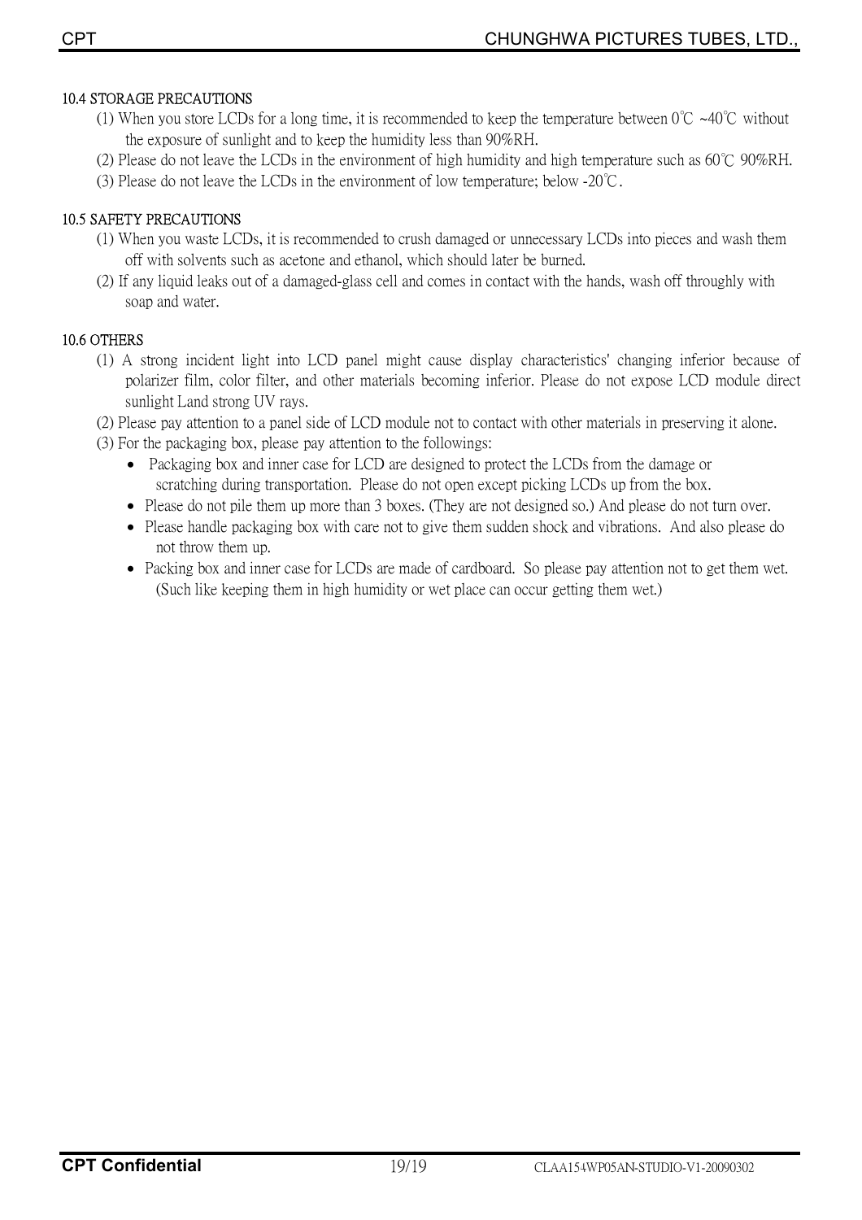#### 10.4 STORAGE PRECAUTIONS

(1) When you store LCDs for a long time, it is recommended to keep the temperature between 0℃ ~40℃ without the exposure of sunlight and to keep the humidity less than 90%RH.

(2) Please do not leave the LCDs in the environment of high humidity and high temperature such as 60℃ 90%RH.

(3) Please do not leave the LCDs in the environment of low temperature; below -20℃.

#### 10.5 SAFETY PRECAUTIONS

(1) When you waste LCDs, it is recommended to crush damaged or unnecessary LCDs into pieces and wash them off with solvents such as acetone and ethanol, which should later be burned.

(2) If any liquid leaks out of a damaged-glass cell and comes in contact with the hands, wash off throughly with soap and water.

#### 10.6 OTHERS

(1) A strong incident light into LCD panel might cause display characteristics' changing inferior because of polarizer film, color filter, and other materials becoming inferior. Please do not expose LCD module direct sunlight Land strong UV rays.

(2) Please pay attention to a panel side of LCD module not to contact with other materials in preserving it alone.

(3) For the packaging box, please pay attention to the followings:

- Packaging box and inner case for LCD are designed to protect the LCDs from the damage or scratching during transportation. Please do not open except picking LCDs up from the box.
- Please do not pile them up more than 3 boxes. (They are not designed so.) And please do not turn over.
- Please handle packaging box with care not to give them sudden shock and vibrations. And also please do not throw them up.
- Packing box and inner case for LCDs are made of cardboard. So please pay attention not to get them wet. (Such like keeping them in high humidity or wet place can occur getting them wet.)